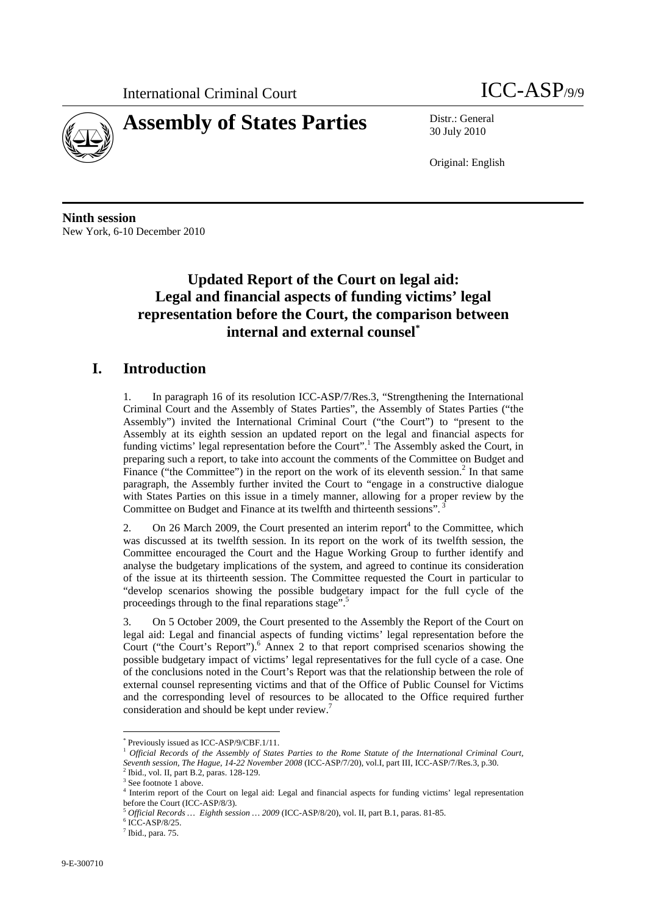International Criminal Court

# Assembly of States Parties

ICC-ASP/9/9

Distr.: General
30 July 2010

Original: English

**Ninth session**
New York, 6-10 December 2010

## Updated Report of the Court on legal aid: Legal and financial aspects of funding victims' legal representation before the Court, the comparison between internal and external counsel[*]

## I. Introduction

1. In paragraph 16 of its resolution ICC-ASP/7/Res.3, "Strengthening the International Criminal Court and the Assembly of States Parties", the Assembly of States Parties ("the Assembly") invited the International Criminal Court ("the Court") to "present to the Assembly at its eighth session an updated report on the legal and financial aspects for funding victims' legal representation before the Court".[1] The Assembly asked the Court, in preparing such a report, to take into account the comments of the Committee on Budget and Finance ("the Committee") in the report on the work of its eleventh session.[2] In that same paragraph, the Assembly further invited the Court to "engage in a constructive dialogue with States Parties on this issue in a timely manner, allowing for a proper review by the Committee on Budget and Finance at its twelfth and thirteenth sessions".[3]

2. On 26 March 2009, the Court presented an interim report[4] to the Committee, which was discussed at its twelfth session. In its report on the work of its twelfth session, the Committee encouraged the Court and the Hague Working Group to further identify and analyse the budgetary implications of the system, and agreed to continue its consideration of the issue at its thirteenth session. The Committee requested the Court in particular to "develop scenarios showing the possible budgetary impact for the full cycle of the proceedings through to the final reparations stage".[5]

3. On 5 October 2009, the Court presented to the Assembly the Report of the Court on legal aid: Legal and financial aspects of funding victims' legal representation before the Court ("the Court's Report").[6] Annex 2 to that report comprised scenarios showing the possible budgetary impact of victims' legal representatives for the full cycle of a case. One of the conclusions noted in the Court's Report was that the relationship between the role of external counsel representing victims and that of the Office of Public Counsel for Victims and the corresponding level of resources to be allocated to the Office required further consideration and should be kept under review.[7]

---

[*] Previously issued as ICC-ASP/9/CBF.1/11.

[1] *Official Records of the Assembly of States Parties to the Rome Statute of the International Criminal Court, Seventh session, The Hague, 14-22 November 2008* (ICC-ASP/7/20), vol.I, part III, ICC-ASP/7/Res.3, p.30.

[2] Ibid., vol. II, part B.2, paras. 128-129.

[3] See footnote 1 above.

[4] Interim report of the Court on legal aid: Legal and financial aspects for funding victims' legal representation before the Court (ICC-ASP/8/3).

[5] *Official Records … Eighth session … 2009* (ICC-ASP/8/20), vol. II, part B.1, paras. 81-85.

[6] ICC-ASP/8/25.

[7] Ibid., para. 75.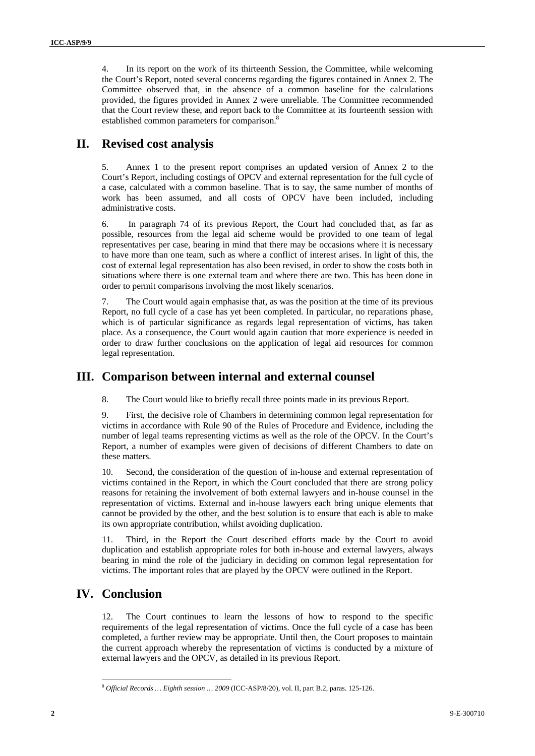4. In its report on the work of its thirteenth Session, the Committee, while welcoming the Court's Report, noted several concerns regarding the figures contained in Annex 2. The Committee observed that, in the absence of a common baseline for the calculations provided, the figures provided in Annex 2 were unreliable. The Committee recommended that the Court review these, and report back to the Committee at its fourteenth session with established common parameters for comparison.[8]

## II. Revised cost analysis

5. Annex 1 to the present report comprises an updated version of Annex 2 to the Court's Report, including costings of OPCV and external representation for the full cycle of a case, calculated with a common baseline. That is to say, the same number of months of work has been assumed, and all costs of OPCV have been included, including administrative costs.

6. In paragraph 74 of its previous Report, the Court had concluded that, as far as possible, resources from the legal aid scheme would be provided to one team of legal representatives per case, bearing in mind that there may be occasions where it is necessary to have more than one team, such as where a conflict of interest arises. In light of this, the cost of external legal representation has also been revised, in order to show the costs both in situations where there is one external team and where there are two. This has been done in order to permit comparisons involving the most likely scenarios.

7. The Court would again emphasise that, as was the position at the time of its previous Report, no full cycle of a case has yet been completed. In particular, no reparations phase, which is of particular significance as regards legal representation of victims, has taken place. As a consequence, the Court would again caution that more experience is needed in order to draw further conclusions on the application of legal aid resources for common legal representation.

## III. Comparison between internal and external counsel

8. The Court would like to briefly recall three points made in its previous Report.

9. First, the decisive role of Chambers in determining common legal representation for victims in accordance with Rule 90 of the Rules of Procedure and Evidence, including the number of legal teams representing victims as well as the role of the OPCV. In the Court's Report, a number of examples were given of decisions of different Chambers to date on these matters.

10. Second, the consideration of the question of in-house and external representation of victims contained in the Report, in which the Court concluded that there are strong policy reasons for retaining the involvement of both external lawyers and in-house counsel in the representation of victims. External and in-house lawyers each bring unique elements that cannot be provided by the other, and the best solution is to ensure that each is able to make its own appropriate contribution, whilst avoiding duplication.

11. Third, in the Report the Court described efforts made by the Court to avoid duplication and establish appropriate roles for both in-house and external lawyers, always bearing in mind the role of the judiciary in deciding on common legal representation for victims. The important roles that are played by the OPCV were outlined in the Report.

## IV. Conclusion

12. The Court continues to learn the lessons of how to respond to the specific requirements of the legal representation of victims. Once the full cycle of a case has been completed, a further review may be appropriate. Until then, the Court proposes to maintain the current approach whereby the representation of victims is conducted by a mixture of external lawyers and the OPCV, as detailed in its previous Report.

---

[8] *Official Records … Eighth session … 2009* (ICC-ASP/8/20), vol. II, part B.2, paras. 125-126.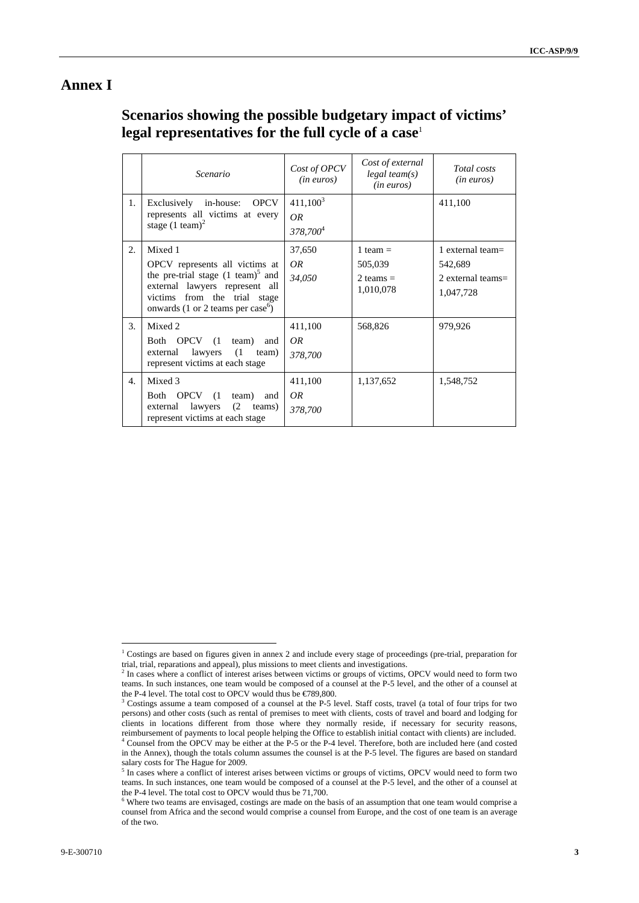# Annex I

## Scenarios showing the possible budgetary impact of victims' legal representatives for the full cycle of a case[1]

| | *Scenario* | *Cost of OPCV (in euros)* | *Cost of external legal team(s) (in euros)* | *Total costs (in euros)* |
|---|---|---|---|---|
| 1. | Exclusively in-house: OPCV represents all victims at every stage (1 team)[2] | 411,100[3] *OR* *378,700*[4] | | 411,100 |
| 2. | Mixed 1<br>OPCV represents all victims at the pre-trial stage (1 team)[5] and external lawyers represent all victims from the trial stage onwards (1 or 2 teams per case[6]) | 37,650 *OR* *34,050* | 1 team = 505,039<br>2 teams = 1,010,078 | 1 external team= 542,689<br>2 external teams= 1,047,728 |
| 3. | Mixed 2<br>Both OPCV (1 team) and external lawyers (1 team) represent victims at each stage | 411,100 *OR* *378,700* | 568,826 | 979,926 |
| 4. | Mixed 3<br>Both OPCV (1 team) and external lawyers (2 teams) represent victims at each stage | 411,100 *OR* *378,700* | 1,137,652 | 1,548,752 |

---

[1] Costings are based on figures given in annex 2 and include every stage of proceedings (pre-trial, preparation for trial, trial, reparations and appeal), plus missions to meet clients and investigations.

[2] In cases where a conflict of interest arises between victims or groups of victims, OPCV would need to form two teams. In such instances, one team would be composed of a counsel at the P-5 level, and the other of a counsel at the P-4 level. The total cost to OPCV would thus be €789,800.

[3] Costings assume a team composed of a counsel at the P-5 level. Staff costs, travel (a total of four trips for two persons) and other costs (such as rental of premises to meet with clients, costs of travel and board and lodging for clients in locations different from those where they normally reside, if necessary for security reasons, reimbursement of payments to local people helping the Office to establish initial contact with clients) are included.

[4] Counsel from the OPCV may be either at the P-5 or the P-4 level. Therefore, both are included here (and costed in the Annex), though the totals column assumes the counsel is at the P-5 level. The figures are based on standard salary costs for The Hague for 2009.

[5] In cases where a conflict of interest arises between victims or groups of victims, OPCV would need to form two teams. In such instances, one team would be composed of a counsel at the P-5 level, and the other of a counsel at the P-4 level. The total cost to OPCV would thus be 71,700.

[6] Where two teams are envisaged, costings are made on the basis of an assumption that one team would comprise a counsel from Africa and the second would comprise a counsel from Europe, and the cost of one team is an average of the two.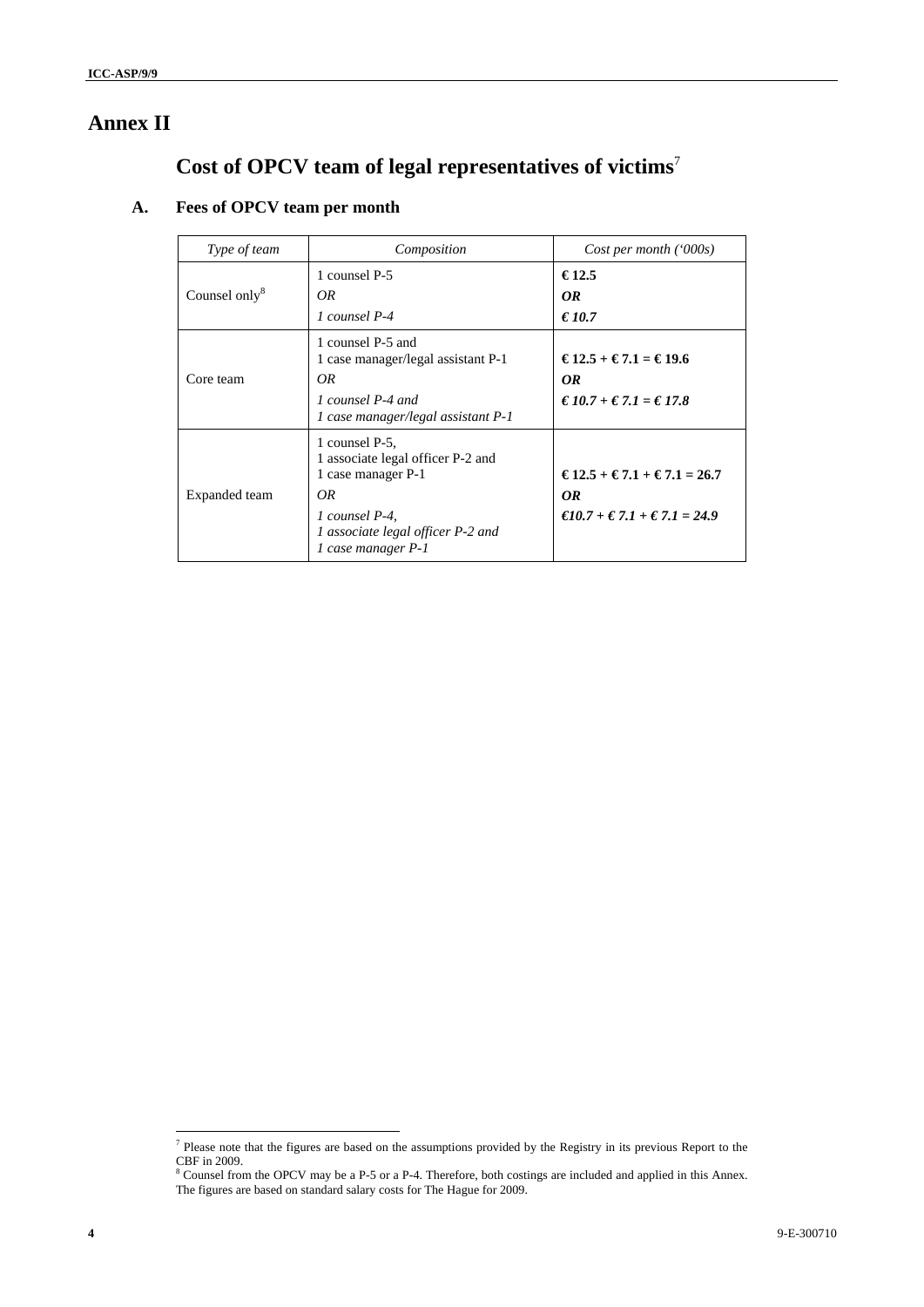# Annex II

## Cost of OPCV team of legal representatives of victims[7]

### A. Fees of OPCV team per month

| *Type of team* | *Composition* | *Cost per month ('000s)* |
|---|---|---|
| Counsel only[8] | 1 counsel P-5<br>*OR*<br>*1 counsel P-4* | **€ 12.5**<br>***OR***<br>***€ 10.7*** |
| Core team | 1 counsel P-5 and<br>1 case manager/legal assistant P-1<br>*OR*<br>*1 counsel P-4 and*<br>*1 case manager/legal assistant P-1* | **€ 12.5 + € 7.1 = € 19.6**<br>***OR***<br>***€ 10.7 + € 7.1 = € 17.8*** |
| Expanded team | 1 counsel P-5,<br>1 associate legal officer P-2 and<br>1 case manager P-1<br>*OR*<br>*1 counsel P-4,*<br>*1 associate legal officer P-2 and*<br>*1 case manager P-1* | **€ 12.5 + € 7.1 + € 7.1 = 26.7**<br>***OR***<br>***€10.7 + € 7.1 + € 7.1 = 24.9*** |

---

[7] Please note that the figures are based on the assumptions provided by the Registry in its previous Report to the CBF in 2009.

[8] Counsel from the OPCV may be a P-5 or a P-4. Therefore, both costings are included and applied in this Annex. The figures are based on standard salary costs for The Hague for 2009.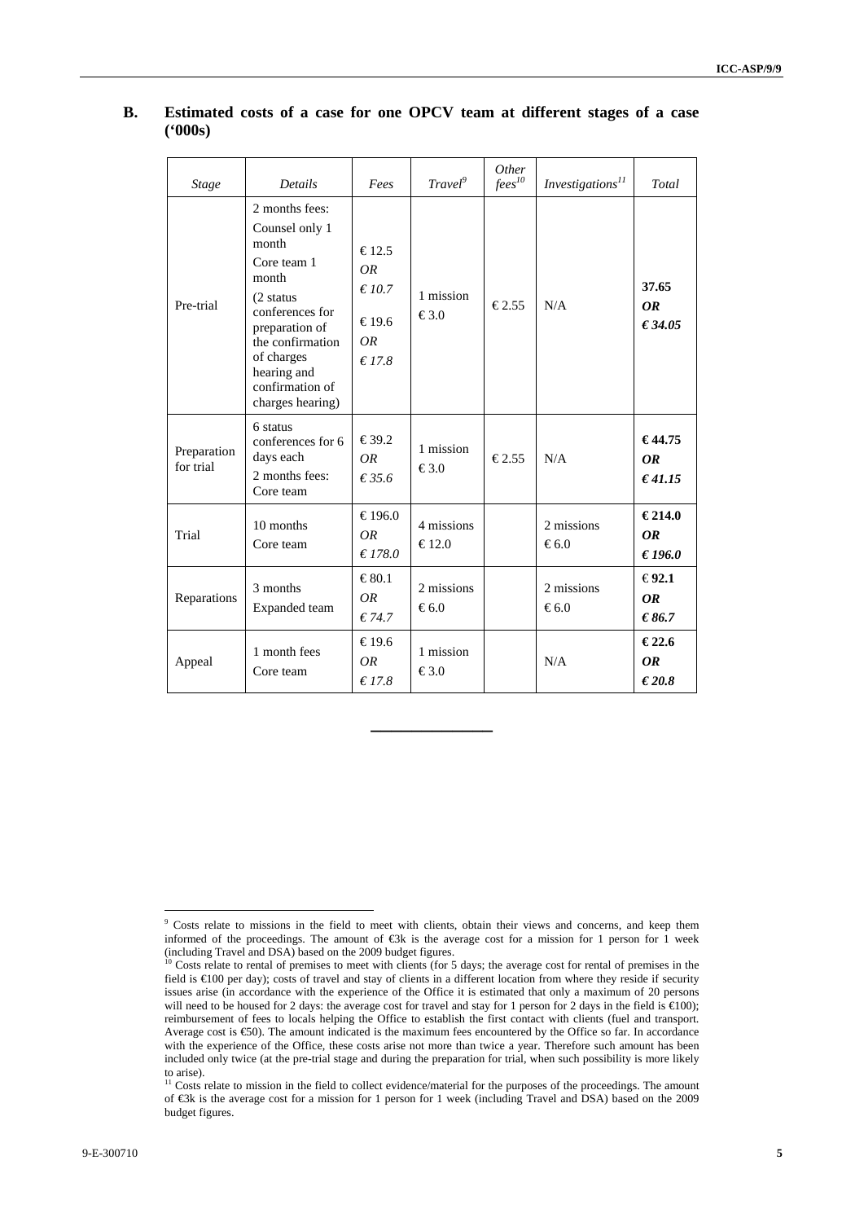## B. Estimated costs of a case for one OPCV team at different stages of a case ('000s)

| *Stage* | *Details* | *Fees* | *Travel*[9] | *Other fees*[10] | *Investigations*[11] | *Total* |
|---|---|---|---|---|---|---|
| Pre-trial | 2 months fees: Counsel only 1 month Core team 1 month (2 status conferences for preparation of the confirmation of charges hearing and confirmation of charges hearing) | € 12.5 *OR* *€ 10.7* € 19.6 *OR* *€ 17.8* | 1 mission € 3.0 | € 2.55 | N/A | **37.65** ***OR*** ***€ 34.05*** |
| Preparation for trial | 6 status conferences for 6 days each 2 months fees: Core team | € 39.2 *OR* *€ 35.6* | 1 mission € 3.0 | € 2.55 | N/A | **€ 44.75** ***OR*** ***€ 41.15*** |
| Trial | 10 months Core team | € 196.0 *OR* *€ 178.0* | 4 missions € 12.0 | | 2 missions € 6.0 | **€ 214.0** ***OR*** ***€ 196.0*** |
| Reparations | 3 months Expanded team | € 80.1 *OR* *€ 74.7* | 2 missions € 6.0 | | 2 missions € 6.0 | **€ 92.1** ***OR*** ***€ 86.7*** |
| Appeal | 1 month fees Core team | € 19.6 *OR* *€ 17.8* | 1 mission € 3.0 | | N/A | **€ 22.6** ***OR*** ***€ 20.8*** |

---

[9] Costs relate to missions in the field to meet with clients, obtain their views and concerns, and keep them informed of the proceedings. The amount of €3k is the average cost for a mission for 1 person for 1 week (including Travel and DSA) based on the 2009 budget figures.

[10] Costs relate to rental of premises to meet with clients (for 5 days; the average cost for rental of premises in the field is €100 per day); costs of travel and stay of clients in a different location from where they reside if security issues arise (in accordance with the experience of the Office it is estimated that only a maximum of 20 persons will need to be housed for 2 days: the average cost for travel and stay for 1 person for 2 days in the field is €100); reimbursement of fees to locals helping the Office to establish the first contact with clients (fuel and transport. Average cost is €50). The amount indicated is the maximum fees encountered by the Office so far. In accordance with the experience of the Office, these costs arise not more than twice a year. Therefore such amount has been included only twice (at the pre-trial stage and during the preparation for trial, when such possibility is more likely to arise).

[11] Costs relate to mission in the field to collect evidence/material for the purposes of the proceedings. The amount of €3k is the average cost for a mission for 1 person for 1 week (including Travel and DSA) based on the 2009 budget figures.